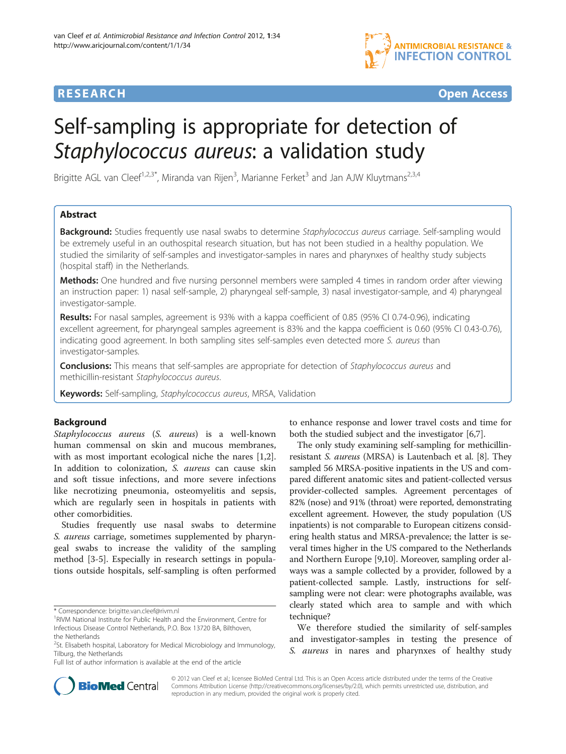RESEARCH Open Access

# Self-sampling is appropriate for detection of *Staphylococcus aureus*: a validation study

Brigitte AGL van Cleef[1,2,3*], Miranda van Rijen[3], Marianne Ferket[3] and Jan AJW Kluytmans[2,3,4]

## Abstract

**Background:** Studies frequently use nasal swabs to determine *Staphylococcus aureus* carriage. Self-sampling would be extremely useful in an outhospital research situation, but has not been studied in a healthy population. We studied the similarity of self-samples and investigator-samples in nares and pharynxes of healthy study subjects (hospital staff) in the Netherlands.

**Methods:** One hundred and five nursing personnel members were sampled 4 times in random order after viewing an instruction paper: 1) nasal self-sample, 2) pharyngeal self-sample, 3) nasal investigator-sample, and 4) pharyngeal investigator-sample.

**Results:** For nasal samples, agreement is 93% with a kappa coefficient of 0.85 (95% CI 0.74-0.96), indicating excellent agreement, for pharyngeal samples agreement is 83% and the kappa coefficient is 0.60 (95% CI 0.43-0.76), indicating good agreement. In both sampling sites self-samples even detected more *S. aureus* than investigator-samples.

**Conclusions:** This means that self-samples are appropriate for detection of *Staphylococcus aureus* and methicillin-resistant *Staphylococcus aureus*.

**Keywords:** Self-sampling, *Staphylcococcus aureus*, MRSA, Validation

## Background

*Staphylococcus aureus* (*S. aureus*) is a well-known human commensal on skin and mucous membranes, with as most important ecological niche the nares [1,2]. In addition to colonization, *S. aureus* can cause skin and soft tissue infections, and more severe infections like necrotizing pneumonia, osteomyelitis and sepsis, which are regularly seen in hospitals in patients with other comorbidities.

Studies frequently use nasal swabs to determine *S. aureus* carriage, sometimes supplemented by pharyngeal swabs to increase the validity of the sampling method [3-5]. Especially in research settings in populations outside hospitals, self-sampling is often performed to enhance response and lower travel costs and time for both the studied subject and the investigator [6,7].

The only study examining self-sampling for methicillin-resistant *S. aureus* (MRSA) is Lautenbach et al. [8]. They sampled 56 MRSA-positive inpatients in the US and compared different anatomic sites and patient-collected versus provider-collected samples. Agreement percentages of 82% (nose) and 91% (throat) were reported, demonstrating excellent agreement. However, the study population (US inpatients) is not comparable to European citizens considering health status and MRSA-prevalence; the latter is several times higher in the US compared to the Netherlands and Northern Europe [9,10]. Moreover, sampling order always was a sample collected by a provider, followed by a patient-collected sample. Lastly, instructions for self-sampling were not clear: were photographs available, was clearly stated which area to sample and with which technique?

We therefore studied the similarity of self-samples and investigator-samples in testing the presence of *S. aureus* in nares and pharynxes of healthy study

\* Correspondence: brigitte.van.cleef@rivm.nl
[1]RIVM National Institute for Public Health and the Environment, Centre for Infectious Disease Control Netherlands, P.O. Box 13720 BA, Bilthoven, the Netherlands
[2]St. Elisabeth hospital, Laboratory for Medical Microbiology and Immunology, Tilburg, the Netherlands
Full list of author information is available at the end of the article

© 2012 van Cleef et al.; licensee BioMed Central Ltd. This is an Open Access article distributed under the terms of the Creative Commons Attribution License (http://creativecommons.org/licenses/by/2.0), which permits unrestricted use, distribution, and reproduction in any medium, provided the original work is properly cited.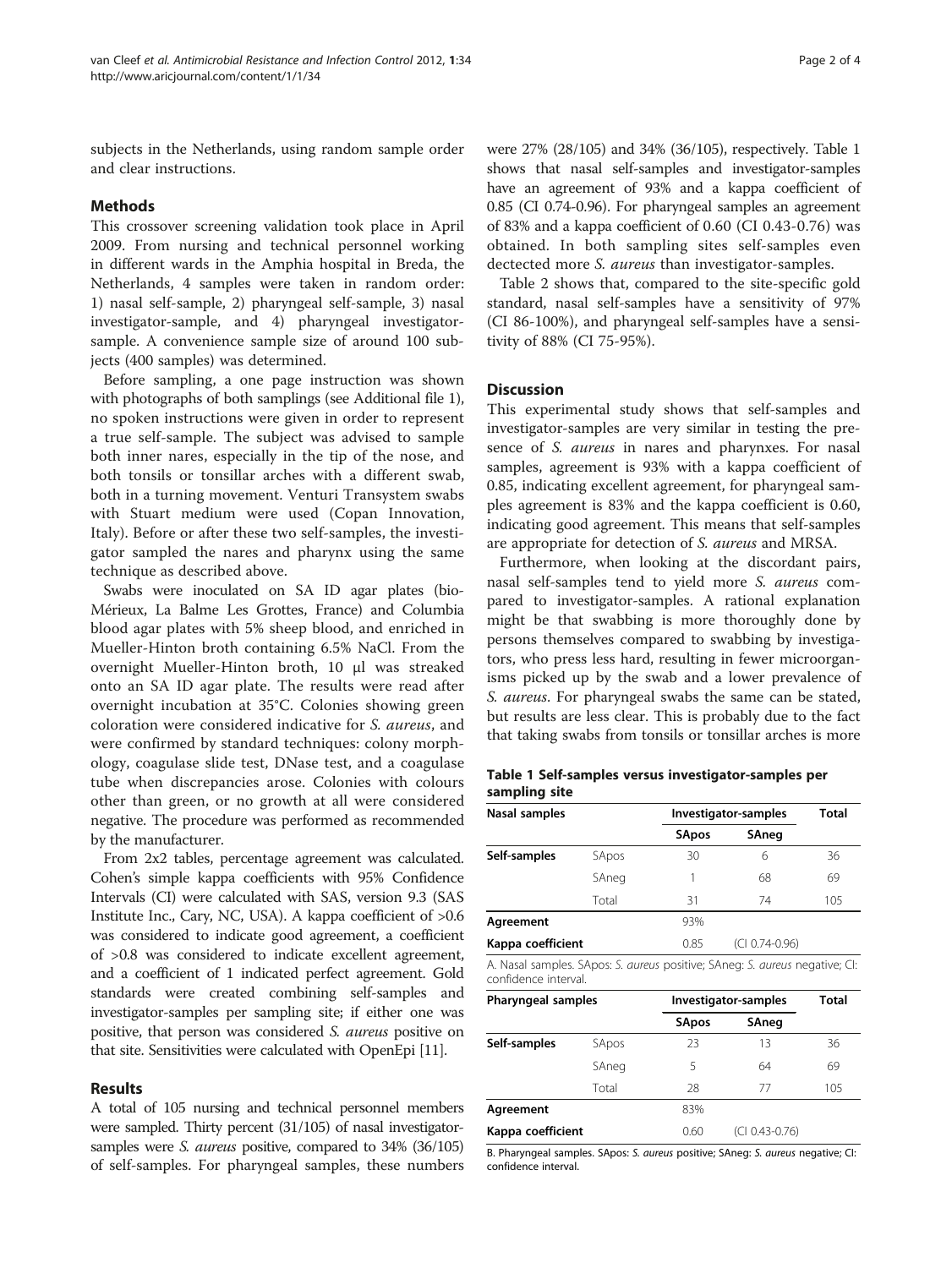subjects in the Netherlands, using random sample order and clear instructions.

## Methods

This crossover screening validation took place in April 2009. From nursing and technical personnel working in different wards in the Amphia hospital in Breda, the Netherlands, 4 samples were taken in random order: 1) nasal self-sample, 2) pharyngeal self-sample, 3) nasal investigator-sample, and 4) pharyngeal investigator-sample. A convenience sample size of around 100 subjects (400 samples) was determined.

Before sampling, a one page instruction was shown with photographs of both samplings (see Additional file 1), no spoken instructions were given in order to represent a true self-sample. The subject was advised to sample both inner nares, especially in the tip of the nose, and both tonsils or tonsillar arches with a different swab, both in a turning movement. Venturi Transystem swabs with Stuart medium were used (Copan Innovation, Italy). Before or after these two self-samples, the investigator sampled the nares and pharynx using the same technique as described above.

Swabs were inoculated on SA ID agar plates (bio-Mérieux, La Balme Les Grottes, France) and Columbia blood agar plates with 5% sheep blood, and enriched in Mueller-Hinton broth containing 6.5% NaCl. From the overnight Mueller-Hinton broth, 10 μl was streaked onto an SA ID agar plate. The results were read after overnight incubation at 35°C. Colonies showing green coloration were considered indicative for *S. aureus*, and were confirmed by standard techniques: colony morphology, coagulase slide test, DNase test, and a coagulase tube when discrepancies arose. Colonies with colours other than green, or no growth at all were considered negative. The procedure was performed as recommended by the manufacturer.

From 2x2 tables, percentage agreement was calculated. Cohen's simple kappa coefficients with 95% Confidence Intervals (CI) were calculated with SAS, version 9.3 (SAS Institute Inc., Cary, NC, USA). A kappa coefficient of >0.6 was considered to indicate good agreement, a coefficient of >0.8 was considered to indicate excellent agreement, and a coefficient of 1 indicated perfect agreement. Gold standards were created combining self-samples and investigator-samples per sampling site; if either one was positive, that person was considered *S. aureus* positive on that site. Sensitivities were calculated with OpenEpi [11].

## Results

A total of 105 nursing and technical personnel members were sampled. Thirty percent (31/105) of nasal investigator-samples were *S. aureus* positive, compared to 34% (36/105) of self-samples. For pharyngeal samples, these numbers were 27% (28/105) and 34% (36/105), respectively. Table 1 shows that nasal self-samples and investigator-samples have an agreement of 93% and a kappa coefficient of 0.85 (CI 0.74-0.96). For pharyngeal samples an agreement of 83% and a kappa coefficient of 0.60 (CI 0.43-0.76) was obtained. In both sampling sites self-samples even dectected more *S. aureus* than investigator-samples.

Table 2 shows that, compared to the site-specific gold standard, nasal self-samples have a sensitivity of 97% (CI 86-100%), and pharyngeal self-samples have a sensitivity of 88% (CI 75-95%).

## Discussion

This experimental study shows that self-samples and investigator-samples are very similar in testing the presence of *S. aureus* in nares and pharynxes. For nasal samples, agreement is 93% with a kappa coefficient of 0.85, indicating excellent agreement, for pharyngeal samples agreement is 83% and the kappa coefficient is 0.60, indicating good agreement. This means that self-samples are appropriate for detection of *S. aureus* and MRSA.

Furthermore, when looking at the discordant pairs, nasal self-samples tend to yield more *S. aureus* compared to investigator-samples. A rational explanation might be that swabbing is more thoroughly done by persons themselves compared to swabbing by investigators, who press less hard, resulting in fewer microorganisms picked up by the swab and a lower prevalence of *S. aureus*. For pharyngeal swabs the same can be stated, but results are less clear. This is probably due to the fact that taking swabs from tonsils or tonsillar arches is more

**Table 1 Self-samples versus investigator-samples per sampling site**

| Nasal samples | | Investigator-samples | | Total |
|---|---|---|---|---|
| | | **SApos** | **SAneg** | |
| **Self-samples** | SApos | 30 | 6 | 36 |
| | SAneg | 1 | 68 | 69 |
| | Total | 31 | 74 | 105 |
| **Agreement** | | 93% | | |
| **Kappa coefficient** | | 0.85 | (CI 0.74-0.96) | |

A. Nasal samples. SApos: *S. aureus* positive; SAneg: *S. aureus* negative; CI: confidence interval.

| Pharyngeal samples | | Investigator-samples | | Total |
|---|---|---|---|---|
| | | **SApos** | **SAneg** | |
| **Self-samples** | SApos | 23 | 13 | 36 |
| | SAneg | 5 | 64 | 69 |
| | Total | 28 | 77 | 105 |
| **Agreement** | | 83% | | |
| **Kappa coefficient** | | 0.60 | (CI 0.43-0.76) | |

B. Pharyngeal samples. SApos: *S. aureus* positive; SAneg: *S. aureus* negative; CI: confidence interval.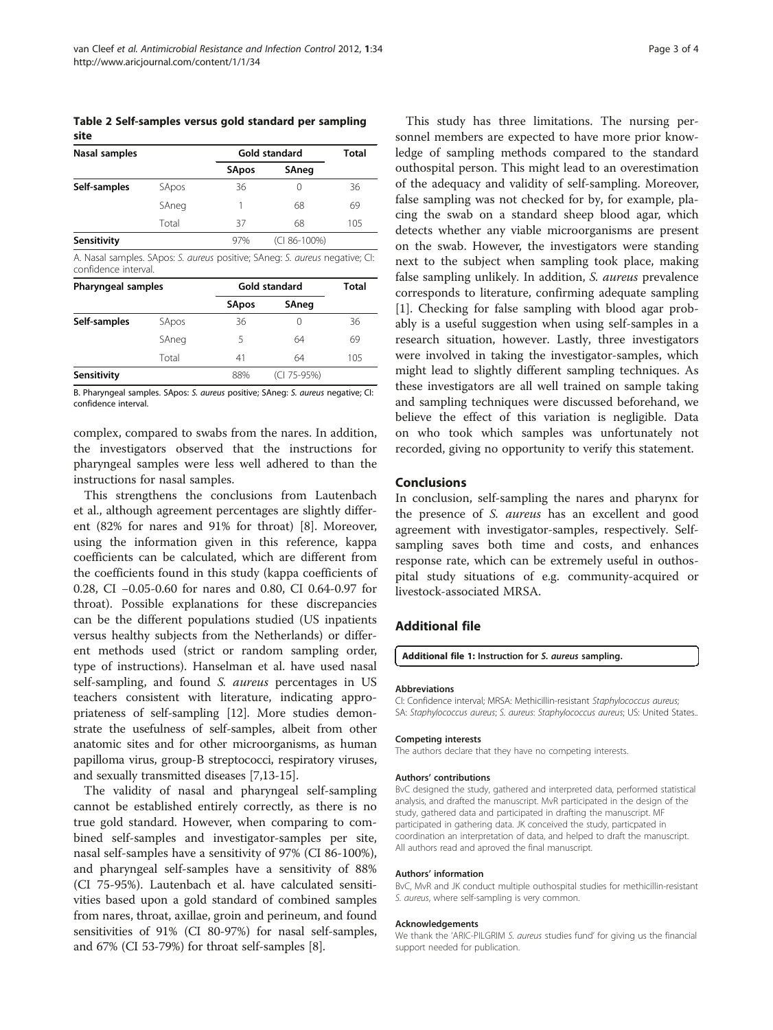**Table 2 Self-samples versus gold standard per sampling site**

| Nasal samples | | Gold standard | | Total |
|---|---|---|---|---|
| | | SApos | SAneg | |
| **Self-samples** | SApos | 36 | 0 | 36 |
| | SAneg | 1 | 68 | 69 |
| | Total | 37 | 68 | 105 |
| **Sensitivity** | | 97% | (CI 86-100%) | |

A. Nasal samples. SApos: *S. aureus* positive; SAneg: *S. aureus* negative; CI: confidence interval.

| Pharyngeal samples | | Gold standard | | Total |
|---|---|---|---|---|
| | | SApos | SAneg | |
| **Self-samples** | SApos | 36 | 0 | 36 |
| | SAneg | 5 | 64 | 69 |
| | Total | 41 | 64 | 105 |
| **Sensitivity** | | 88% | (CI 75-95%) | |

B. Pharyngeal samples. SApos: *S. aureus* positive; SAneg: *S. aureus* negative; CI: confidence interval.

complex, compared to swabs from the nares. In addition, the investigators observed that the instructions for pharyngeal samples were less well adhered to than the instructions for nasal samples.

This strengthens the conclusions from Lautenbach et al., although agreement percentages are slightly different (82% for nares and 91% for throat) [8]. Moreover, using the information given in this reference, kappa coefficients can be calculated, which are different from the coefficients found in this study (kappa coefficients of 0.28, CI −0.05-0.60 for nares and 0.80, CI 0.64-0.97 for throat). Possible explanations for these discrepancies can be the different populations studied (US inpatients versus healthy subjects from the Netherlands) or different methods used (strict or random sampling order, type of instructions). Hanselman et al. have used nasal self-sampling, and found *S. aureus* percentages in US teachers consistent with literature, indicating appropriateness of self-sampling [12]. More studies demonstrate the usefulness of self-samples, albeit from other anatomic sites and for other microorganisms, as human papilloma virus, group-B streptococci, respiratory viruses, and sexually transmitted diseases [7,13-15].

The validity of nasal and pharyngeal self-sampling cannot be established entirely correctly, as there is no true gold standard. However, when comparing to combined self-samples and investigator-samples per site, nasal self-samples have a sensitivity of 97% (CI 86-100%), and pharyngeal self-samples have a sensitivity of 88% (CI 75-95%). Lautenbach et al. have calculated sensitivities based upon a gold standard of combined samples from nares, throat, axillae, groin and perineum, and found sensitivities of 91% (CI 80-97%) for nasal self-samples, and 67% (CI 53-79%) for throat self-samples [8].

This study has three limitations. The nursing personnel members are expected to have more prior knowledge of sampling methods compared to the standard outhospital person. This might lead to an overestimation of the adequacy and validity of self-sampling. Moreover, false sampling was not checked for by, for example, placing the swab on a standard sheep blood agar, which detects whether any viable microorganisms are present on the swab. However, the investigators were standing next to the subject when sampling took place, making false sampling unlikely. In addition, *S. aureus* prevalence corresponds to literature, confirming adequate sampling [1]. Checking for false sampling with blood agar probably is a useful suggestion when using self-samples in a research situation, however. Lastly, three investigators were involved in taking the investigator-samples, which might lead to slightly different sampling techniques. As these investigators are all well trained on sample taking and sampling techniques were discussed beforehand, we believe the effect of this variation is negligible. Data on who took which samples was unfortunately not recorded, giving no opportunity to verify this statement.

## Conclusions

In conclusion, self-sampling the nares and pharynx for the presence of *S. aureus* has an excellent and good agreement with investigator-samples, respectively. Self-sampling saves both time and costs, and enhances response rate, which can be extremely useful in outhospital study situations of e.g. community-acquired or livestock-associated MRSA.

## Additional file

**Additional file 1: Instruction for *S. aureus* sampling.**

#### Abbreviations

CI: Confidence interval; MRSA: Methicillin-resistant *Staphylococcus aureus*; SA: *Staphylococcus aureus*; *S. aureus*: *Staphylococcus aureus*; US: United States..

#### Competing interests

The authors declare that they have no competing interests.

#### Authors' contributions

BvC designed the study, gathered and interpreted data, performed statistical analysis, and drafted the manuscript. MvR participated in the design of the study, gathered data and participated in drafting the manuscript. MF participated in gathering data. JK conceived the study, particpated in coordination an interpretation of data, and helped to draft the manuscript. All authors read and aproved the final manuscript.

#### Authors' information

BvC, MvR and JK conduct multiple outhospital studies for methicillin-resistant *S. aureus*, where self-sampling is very common.

#### Acknowledgements

We thank the 'ARIC-PILGRIM *S. aureus* studies fund' for giving us the financial support needed for publication.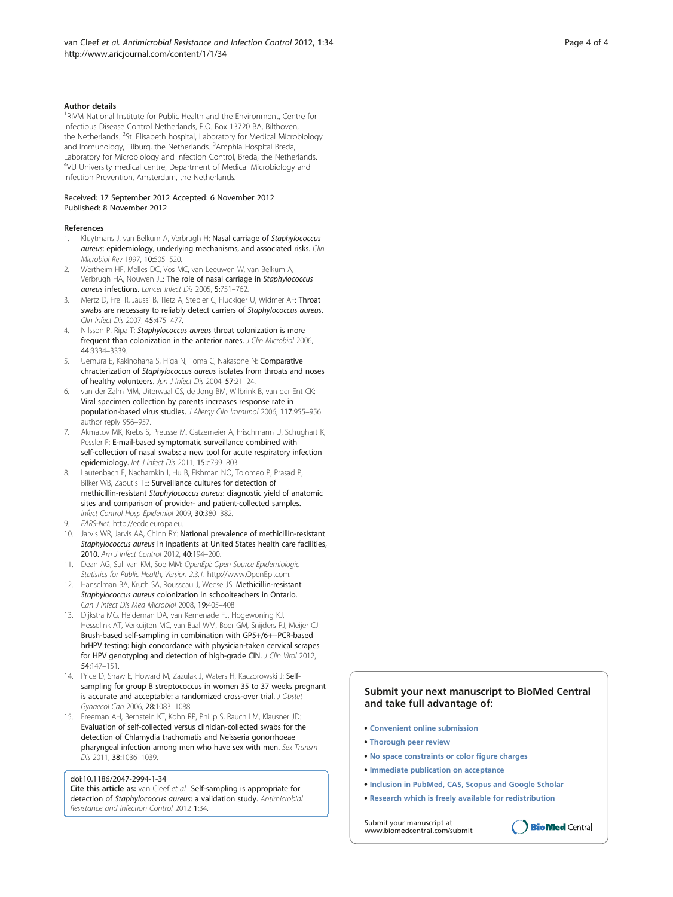### Author details

[1]RIVM National Institute for Public Health and the Environment, Centre for Infectious Disease Control Netherlands, P.O. Box 13720 BA, Bilthoven, the Netherlands. [2]St. Elisabeth hospital, Laboratory for Medical Microbiology and Immunology, Tilburg, the Netherlands. [3]Amphia Hospital Breda, Laboratory for Microbiology and Infection Control, Breda, the Netherlands. [4]VU University medical centre, Department of Medical Microbiology and Infection Prevention, Amsterdam, the Netherlands.

Received: 17 September 2012 Accepted: 6 November 2012
Published: 8 November 2012

### References

1. Kluytmans J, van Belkum A, Verbrugh H: **Nasal carriage of *Staphylococcus aureus*: epidemiology, underlying mechanisms, and associated risks.** *Clin Microbiol Rev* 1997, **10**:505–520.
2. Wertheim HF, Melles DC, Vos MC, van Leeuwen W, van Belkum A, Verbrugh HA, Nouwen JL: **The role of nasal carriage in *Staphylococcus aureus* infections.** *Lancet Infect Dis* 2005, **5**:751–762.
3. Mertz D, Frei R, Jaussi B, Tietz A, Stebler C, Fluckiger U, Widmer AF: **Throat swabs are necessary to reliably detect carriers of *Staphylococcus aureus*.** *Clin Infect Dis* 2007, **45**:475–477.
4. Nilsson P, Ripa T: ***Staphylococcus aureus* throat colonization is more frequent than colonization in the anterior nares.** *J Clin Microbiol* 2006, **44**:3334–3339.
5. Uemura E, Kakinohana S, Higa N, Toma C, Nakasone N: **Comparative chracterization of *Staphylococcus aureus* isolates from throats and noses of healthy volunteers.** *Jpn J Infect Dis* 2004, **57**:21–24.
6. van der Zalm MM, Uiterwaal CS, de Jong BM, Wilbrink B, van der Ent CK: **Viral specimen collection by parents increases response rate in population-based virus studies.** *J Allergy Clin Immunol* 2006, **117**:955–956. author reply 956–957.
7. Akmatov MK, Krebs S, Preusse M, Gatzemeier A, Frischmann U, Schughart K, Pessler F: **E-mail-based symptomatic surveillance combined with self-collection of nasal swabs: a new tool for acute respiratory infection epidemiology.** *Int J Infect Dis* 2011, **15**:e799–803.
8. Lautenbach E, Nachamkin I, Hu B, Fishman NO, Tolomeo P, Prasad P, Bilker WB, Zaoutis TE: **Surveillance cultures for detection of methicillin-resistant *Staphylococcus aureus*: diagnostic yield of anatomic sites and comparison of provider- and patient-collected samples.** *Infect Control Hosp Epidemiol* 2009, **30**:380–382.
9. *EARS-Net.* http://ecdc.europa.eu.
10. Jarvis WR, Jarvis AA, Chinn RY: **National prevalence of methicillin-resistant *Staphylococcus aureus* in inpatients at United States health care facilities, 2010.** *Am J Infect Control* 2012, **40**:194–200.
11. Dean AG, Sullivan KM, Soe MM: *OpenEpi: Open Source Epidemiologic Statistics for Public Health, Version 2.3.1.* http://www.OpenEpi.com.
12. Hanselman BA, Kruth SA, Rousseau J, Weese JS: **Methicillin-resistant *Staphylococcus aureus* colonization in schoolteachers in Ontario.** *Can J Infect Dis Med Microbiol* 2008, **19**:405–408.
13. Dijkstra MG, Heideman DA, van Kemenade FJ, Hogewoning KJ, Hesselink AT, Verkuijten MC, van Baal WM, Boer GM, Snijders PJ, Meijer CJ: **Brush-based self-sampling in combination with GP5+/6+−PCR-based hrHPV testing: high concordance with physician-taken cervical scrapes for HPV genotyping and detection of high-grade CIN.** *J Clin Virol* 2012, **54**:147–151.
14. Price D, Shaw E, Howard M, Zazulak J, Waters H, Kaczorowski J: **Self-sampling for group B streptococcus in women 35 to 37 weeks pregnant is accurate and acceptable: a randomized cross-over trial.** *J Obstet Gynaecol Can* 2006, **28**:1083–1088.
15. Freeman AH, Bernstein KT, Kohn RP, Philip S, Rauch LM, Klausner JD: **Evaluation of self-collected versus clinician-collected swabs for the detection of Chlamydia trachomatis and Neisseria gonorrhoeae pharyngeal infection among men who have sex with men.** *Sex Transm Dis* 2011, **38**:1036–1039.

doi:10.1186/2047-2994-1-34
**Cite this article as:** van Cleef *et al.*: Self-sampling is appropriate for detection of *Staphylococcus aureus*: a validation study. *Antimicrobial Resistance and Infection Control* 2012 **1**:34.

**Submit your next manuscript to BioMed Central and take full advantage of:**

- **Convenient online submission**
- **Thorough peer review**
- **No space constraints or color figure charges**
- **Immediate publication on acceptance**
- **Inclusion in PubMed, CAS, Scopus and Google Scholar**
- **Research which is freely available for redistribution**

Submit your manuscript at
www.biomedcentral.com/submit

BioMed Central